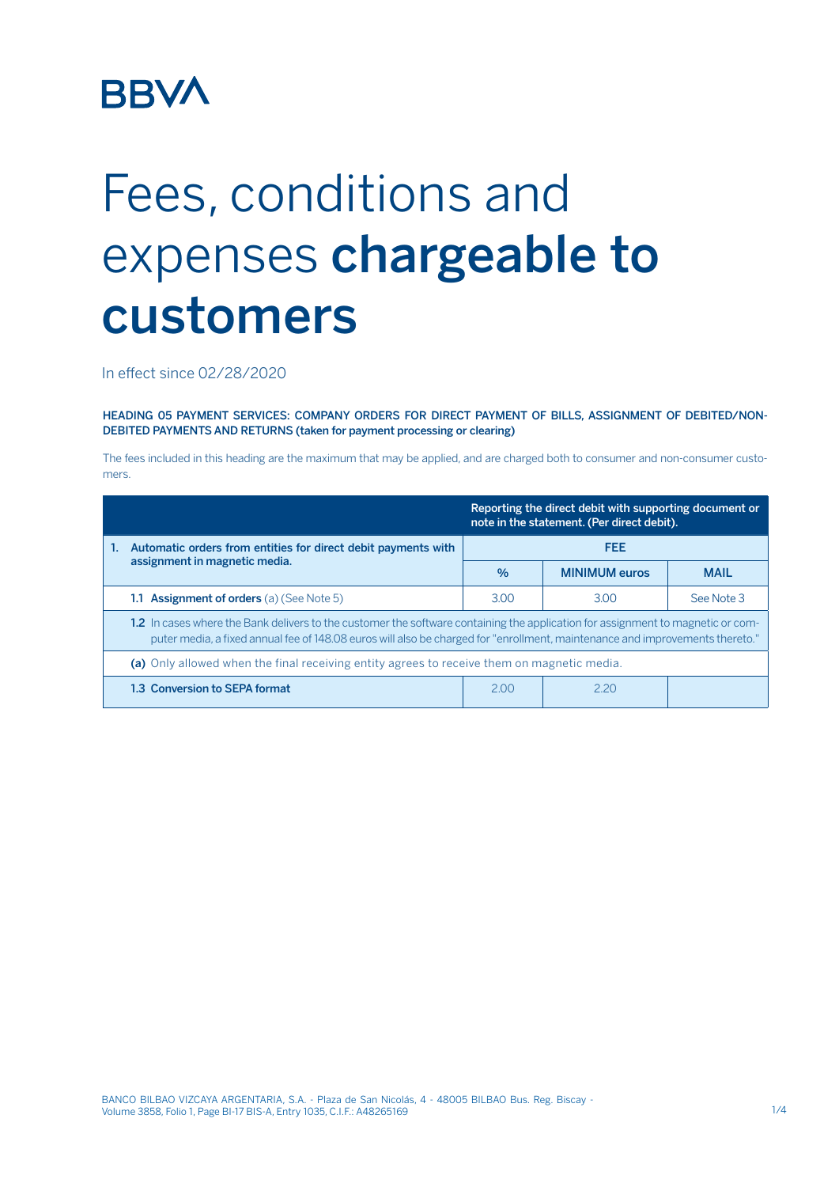BBVA

# Fees, conditions and expenses **chargeable to customers**

In effect since 02/28/2020

**HEADING 05 PAYMENT SERVICES: COMPANY ORDERS FOR DIRECT PAYMENT OF BILLS, ASSIGNMENT OF DEBITED/NON-DEBITED PAYMENTS AND RETURNS (taken for payment processing or clearing)**

The fees included in this heading are the maximum that may be applied, and are charged both to consumer and non-consumer customers.

| | Reporting the direct debit with supporting document or note in the statement. (Per direct debit). | | |
|---|---|---|---|
| **1. Automatic orders from entities for direct debit payments with assignment in magnetic media.** | **FEE** | | |
| | **%** | **MINIMUM euros** | **MAIL** |
| **1.1 Assignment of orders** (a) (See Note 5) | 3.00 | 3.00 | See Note 3 |
| **1.2** In cases where the Bank delivers to the customer the software containing the application for assignment to magnetic or computer media, a fixed annual fee of 148.08 euros will also be charged for "enrollment, maintenance and improvements thereto." | | | |
| **(a)** Only allowed when the final receiving entity agrees to receive them on magnetic media. | | | |
| **1.3 Conversion to SEPA format** | 2.00 | 2.20 | |

BANCO BILBAO VIZCAYA ARGENTARIA, S.A. - Plaza de San Nicolás, 4 - 48005 BILBAO Bus. Reg. Biscay - Volume 3858, Folio 1, Page BI-17 BIS-A, Entry 1035, C.I.F.: A48265169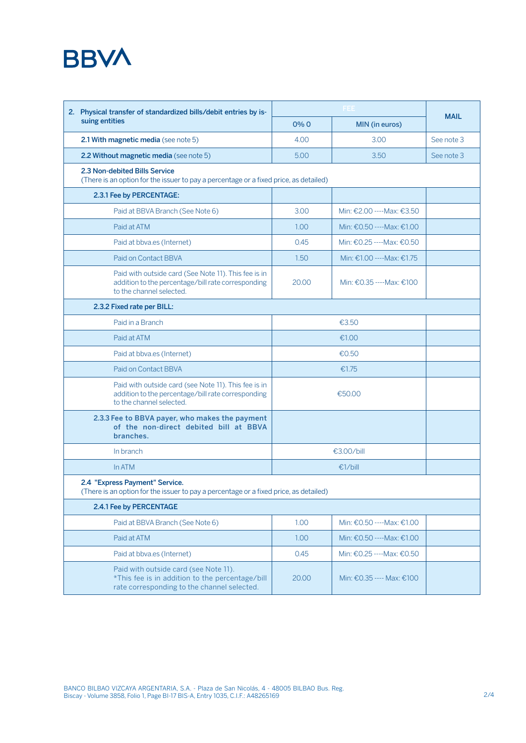| 2. Physical transfer of standardized bills/debit entries by issuing entities | FEE | | MAIL |
|---|---|---|---|
| | 0% 0 | MIN (in euros) | |
| **2.1 With magnetic media** (see note 5) | 4.00 | 3.00 | See note 3 |
| **2.2 Without magnetic media** (see note 5) | 5.00 | 3.50 | See note 3 |
| **2.3 Non-debited Bills Service** (There is an option for the issuer to pay a percentage or a fixed price, as detailed) | | | |
| **2.3.1 Fee by PERCENTAGE:** | | | |
| Paid at BBVA Branch (See Note 6) | 3.00 | Min: €2.00 ----Max: €3.50 | |
| Paid at ATM | 1.00 | Min: €0.50 ----Max: €1.00 | |
| Paid at bbva.es (Internet) | 0.45 | Min: €0.25 ----Max: €0.50 | |
| Paid on Contact BBVA | 1.50 | Min: €1.00 ----Max: €1.75 | |
| Paid with outside card (See Note 11). This fee is in addition to the percentage/bill rate corresponding to the channel selected. | 20.00 | Min: €0.35 ----Max: €100 | |
| **2.3.2 Fixed rate per BILL:** | | | |
| Paid in a Branch | €3.50 | | |
| Paid at ATM | €1.00 | | |
| Paid at bbva.es (Internet) | €0.50 | | |
| Paid on Contact BBVA | €1.75 | | |
| Paid with outside card (see Note 11). This fee is in addition to the percentage/bill rate corresponding to the channel selected. | €50.00 | | |
| **2.3.3 Fee to BBVA payer, who makes the payment of the non-direct debited bill at BBVA branches.** | | | |
| In branch | €3.00/bill | | |
| In ATM | €1/bill | | |
| **2.4 "Express Payment" Service.** (There is an option for the issuer to pay a percentage or a fixed price, as detailed) | | | |
| **2.4.1 Fee by PERCENTAGE** | | | |
| Paid at BBVA Branch (See Note 6) | 1.00 | Min: €0.50 ----Max: €1.00 | |
| Paid at ATM | 1.00 | Min: €0.50 ----Max: €1.00 | |
| Paid at bbva.es (Internet) | 0.45 | Min: €0.25 ----Max: €0.50 | |
| Paid with outside card (see Note 11). *This fee is in addition to the percentage/bill rate corresponding to the channel selected. | 20.00 | Min: €0.35 ---- Max: €100 | |

BANCO BILBAO VIZCAYA ARGENTARIA, S.A. - Plaza de San Nicolás, 4 - 48005 BILBAO Bus. Reg. Biscay - Volume 3858, Folio 1, Page BI-17 BIS-A, Entry 1035, C.I.F.: A48265169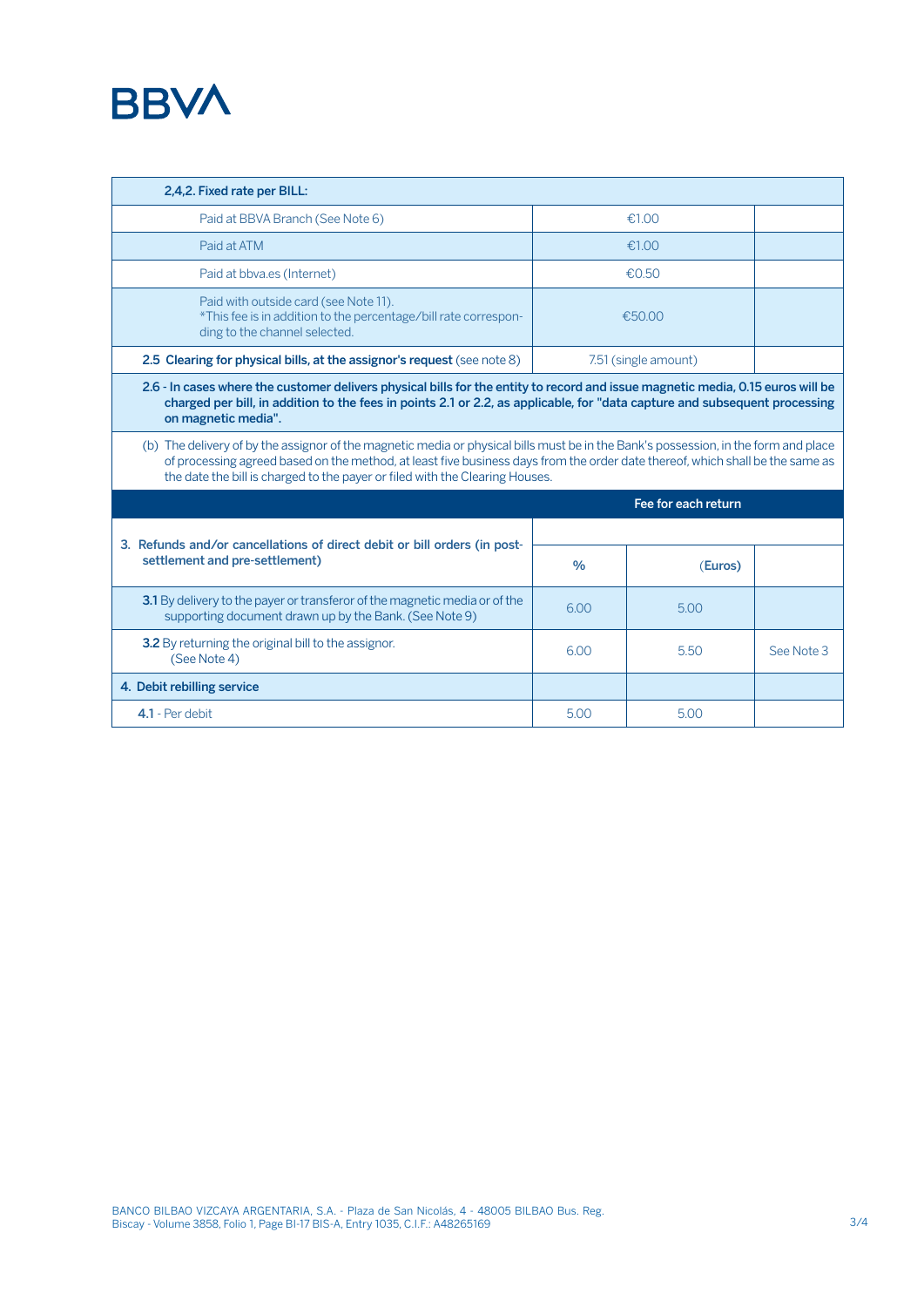| 2,4,2. Fixed rate per BILL: | | | |
|---|---|---|---|
| Paid at BBVA Branch (See Note 6) | €1.00 | | |
| Paid at ATM | €1.00 | | |
| Paid at bbva.es (Internet) | €0.50 | | |
| Paid with outside card (see Note 11). *This fee is in addition to the percentage/bill rate corresponding to the channel selected. | €50.00 | | |
| **2.5 Clearing for physical bills, at the assignor's request** (see note 8) | 7.51 (single amount) | | |
| **2.6 - In cases where the customer delivers physical bills for the entity to record and issue magnetic media, 0.15 euros will be charged per bill, in addition to the fees in points 2.1 or 2.2, as applicable, for "data capture and subsequent processing on magnetic media".** | | | |
| (b) The delivery of by the assignor of the magnetic media or physical bills must be in the Bank's possession, in the form and place of processing agreed based on the method, at least five business days from the order date thereof, which shall be the same as the date the bill is charged to the payer or filed with the Clearing Houses. | | | |
| | **Fee for each return** | | |
| **3. Refunds and/or cancellations of direct debit or bill orders (in post-settlement and pre-settlement)** | **%** | **(Euros)** | |
| **3.1** By delivery to the payer or transferor of the magnetic media or of the supporting document drawn up by the Bank. (See Note 9) | 6.00 | 5.00 | |
| **3.2** By returning the original bill to the assignor. (See Note 4) | 6.00 | 5.50 | See Note 3 |
| **4. Debit rebilling service** | | | |
| **4.1** - Per debit | 5.00 | 5.00 | |

BANCO BILBAO VIZCAYA ARGENTARIA, S.A. - Plaza de San Nicolás, 4 - 48005 BILBAO Bus. Reg. Biscay - Volume 3858, Folio 1, Page BI-17 BIS-A, Entry 1035, C.I.F.: A48265169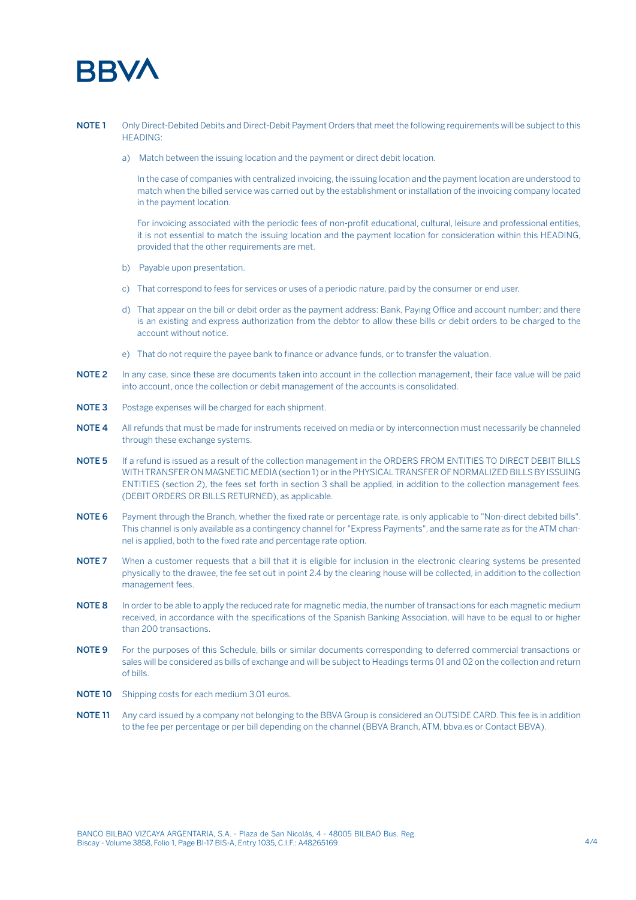**NOTE 1** Only Direct-Debited Debits and Direct-Debit Payment Orders that meet the following requirements will be subject to this HEADING:

a) Match between the issuing location and the payment or direct debit location.

In the case of companies with centralized invoicing, the issuing location and the payment location are understood to match when the billed service was carried out by the establishment or installation of the invoicing company located in the payment location.

For invoicing associated with the periodic fees of non-profit educational, cultural, leisure and professional entities, it is not essential to match the issuing location and the payment location for consideration within this HEADING, provided that the other requirements are met.

b) Payable upon presentation.

c) That correspond to fees for services or uses of a periodic nature, paid by the consumer or end user.

d) That appear on the bill or debit order as the payment address: Bank, Paying Office and account number; and there is an existing and express authorization from the debtor to allow these bills or debit orders to be charged to the account without notice.

e) That do not require the payee bank to finance or advance funds, or to transfer the valuation.

**NOTE 2** In any case, since these are documents taken into account in the collection management, their face value will be paid into account, once the collection or debit management of the accounts is consolidated.

**NOTE 3** Postage expenses will be charged for each shipment.

**NOTE 4** All refunds that must be made for instruments received on media or by interconnection must necessarily be channeled through these exchange systems.

**NOTE 5** If a refund is issued as a result of the collection management in the ORDERS FROM ENTITIES TO DIRECT DEBIT BILLS WITH TRANSFER ON MAGNETIC MEDIA (section 1) or in the PHYSICAL TRANSFER OF NORMALIZED BILLS BY ISSUING ENTITIES (section 2), the fees set forth in section 3 shall be applied, in addition to the collection management fees. (DEBIT ORDERS OR BILLS RETURNED), as applicable.

**NOTE 6** Payment through the Branch, whether the fixed rate or percentage rate, is only applicable to "Non-direct debited bills". This channel is only available as a contingency channel for "Express Payments", and the same rate as for the ATM channel is applied, both to the fixed rate and percentage rate option.

**NOTE 7** When a customer requests that a bill that it is eligible for inclusion in the electronic clearing systems be presented physically to the drawee, the fee set out in point 2.4 by the clearing house will be collected, in addition to the collection management fees.

**NOTE 8** In order to be able to apply the reduced rate for magnetic media, the number of transactions for each magnetic medium received, in accordance with the specifications of the Spanish Banking Association, will have to be equal to or higher than 200 transactions.

**NOTE 9** For the purposes of this Schedule, bills or similar documents corresponding to deferred commercial transactions or sales will be considered as bills of exchange and will be subject to Headings terms 01 and 02 on the collection and return of bills.

**NOTE 10** Shipping costs for each medium 3.01 euros.

**NOTE 11** Any card issued by a company not belonging to the BBVA Group is considered an OUTSIDE CARD. This fee is in addition to the fee per percentage or per bill depending on the channel (BBVA Branch, ATM, bbva.es or Contact BBVA).

BANCO BILBAO VIZCAYA ARGENTARIA, S.A. - Plaza de San Nicolás, 4 - 48005 BILBAO Bus. Reg. Biscay - Volume 3858, Folio 1, Page BI-17 BIS-A, Entry 1035, C.I.F.: A48265169